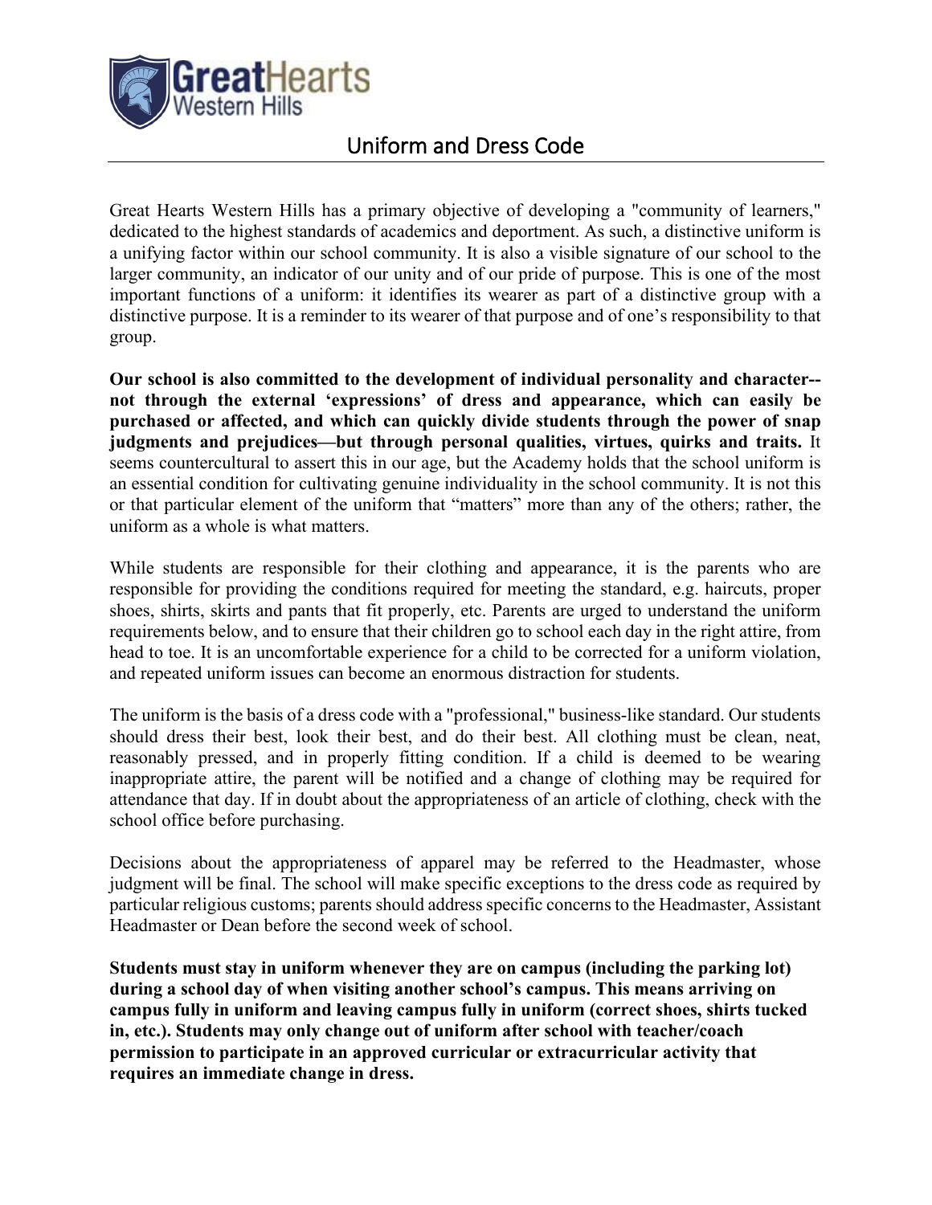GreatHearts Western Hills

# Uniform and Dress Code

Great Hearts Western Hills has a primary objective of developing a "community of learners," dedicated to the highest standards of academics and deportment. As such, a distinctive uniform is a unifying factor within our school community. It is also a visible signature of our school to the larger community, an indicator of our unity and of our pride of purpose. This is one of the most important functions of a uniform: it identifies its wearer as part of a distinctive group with a distinctive purpose. It is a reminder to its wearer of that purpose and of one's responsibility to that group.

**Our school is also committed to the development of individual personality and character--not through the external 'expressions' of dress and appearance, which can easily be purchased or affected, and which can quickly divide students through the power of snap judgments and prejudices—but through personal qualities, virtues, quirks and traits.** It seems countercultural to assert this in our age, but the Academy holds that the school uniform is an essential condition for cultivating genuine individuality in the school community. It is not this or that particular element of the uniform that "matters" more than any of the others; rather, the uniform as a whole is what matters.

While students are responsible for their clothing and appearance, it is the parents who are responsible for providing the conditions required for meeting the standard, e.g. haircuts, proper shoes, shirts, skirts and pants that fit properly, etc. Parents are urged to understand the uniform requirements below, and to ensure that their children go to school each day in the right attire, from head to toe. It is an uncomfortable experience for a child to be corrected for a uniform violation, and repeated uniform issues can become an enormous distraction for students.

The uniform is the basis of a dress code with a "professional," business-like standard. Our students should dress their best, look their best, and do their best. All clothing must be clean, neat, reasonably pressed, and in properly fitting condition. If a child is deemed to be wearing inappropriate attire, the parent will be notified and a change of clothing may be required for attendance that day. If in doubt about the appropriateness of an article of clothing, check with the school office before purchasing.

Decisions about the appropriateness of apparel may be referred to the Headmaster, whose judgment will be final. The school will make specific exceptions to the dress code as required by particular religious customs; parents should address specific concerns to the Headmaster, Assistant Headmaster or Dean before the second week of school.

**Students must stay in uniform whenever they are on campus (including the parking lot) during a school day of when visiting another school's campus. This means arriving on campus fully in uniform and leaving campus fully in uniform (correct shoes, shirts tucked in, etc.). Students may only change out of uniform after school with teacher/coach permission to participate in an approved curricular or extracurricular activity that requires an immediate change in dress.**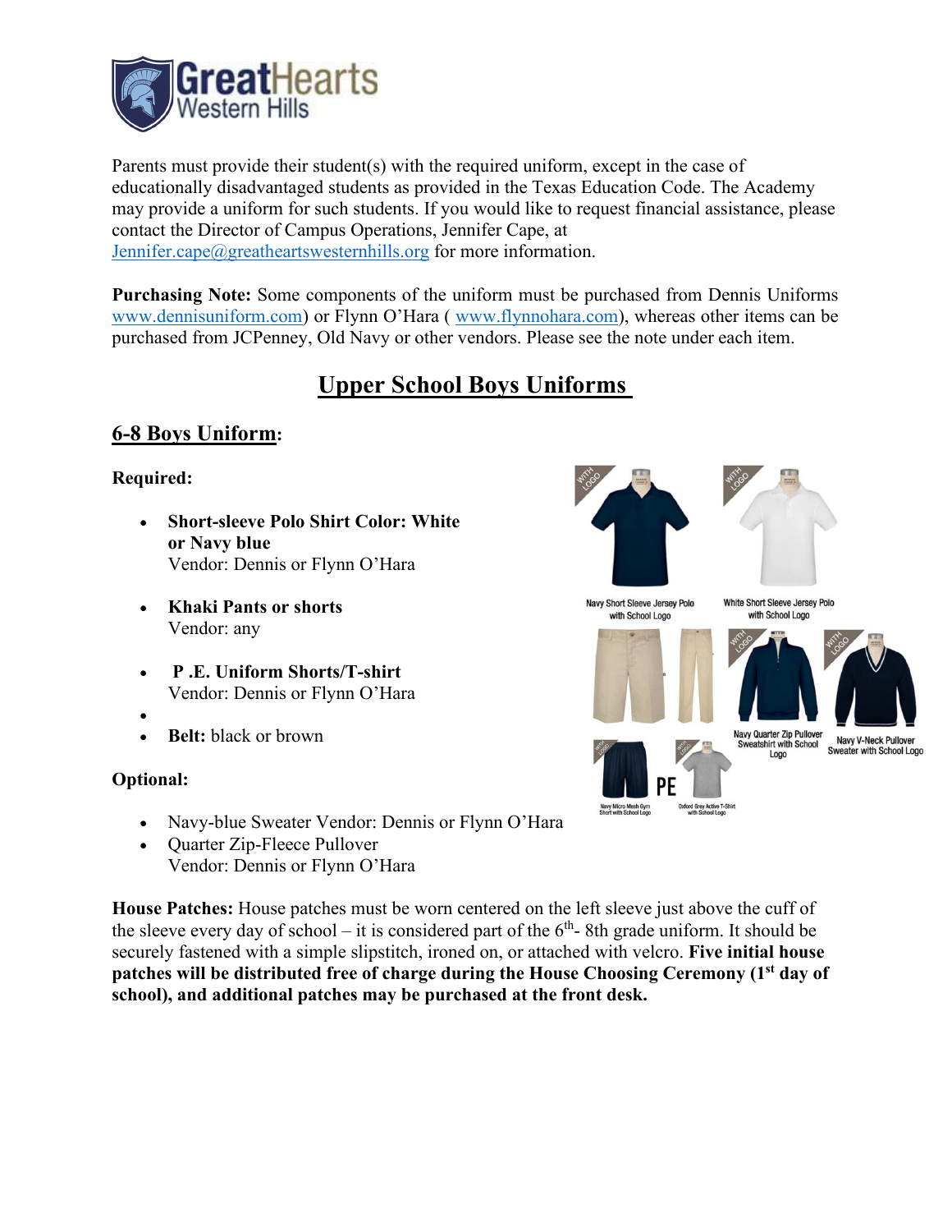Parents must provide their student(s) with the required uniform, except in the case of educationally disadvantaged students as provided in the Texas Education Code. The Academy may provide a uniform for such students. If you would like to request financial assistance, please contact the Director of Campus Operations, Jennifer Cape, at Jennifer.cape@greatheartswesternhills.org for more information.

**Purchasing Note:** Some components of the uniform must be purchased from Dennis Uniforms www.dennisuniform.com) or Flynn O'Hara ( www.flynnohara.com), whereas other items can be purchased from JCPenney, Old Navy or other vendors. Please see the note under each item.

# Upper School Boys Uniforms

## 6-8 Boys Uniform:

**Required:**

- **Short-sleeve Polo Shirt Color: White or Navy blue**
  Vendor: Dennis or Flynn O'Hara
- **Khaki Pants or shorts**
  Vendor: any
- **P .E. Uniform Shorts/T-shirt**
  Vendor: Dennis or Flynn O'Hara
- 
- **Belt:** black or brown

**Optional:**

- Navy-blue Sweater Vendor: Dennis or Flynn O'Hara
- Quarter Zip-Fleece Pullover
  Vendor: Dennis or Flynn O'Hara

Navy Short Sleeve Jersey Polo with School Logo

White Short Sleeve Jersey Polo with School Logo

Navy Quarter Zip Pullover Sweatshirt with School Logo

Navy V-Neck Pullover Sweater with School Logo

Navy Micro Mesh Gym Short with School Logo

Oxford Grey Active T-Shirt with School Logo

**House Patches:** House patches must be worn centered on the left sleeve just above the cuff of the sleeve every day of school – it is considered part of the 6th- 8th grade uniform. It should be securely fastened with a simple slipstitch, ironed on, or attached with velcro. **Five initial house patches will be distributed free of charge during the House Choosing Ceremony (1st day of school), and additional patches may be purchased at the front desk.**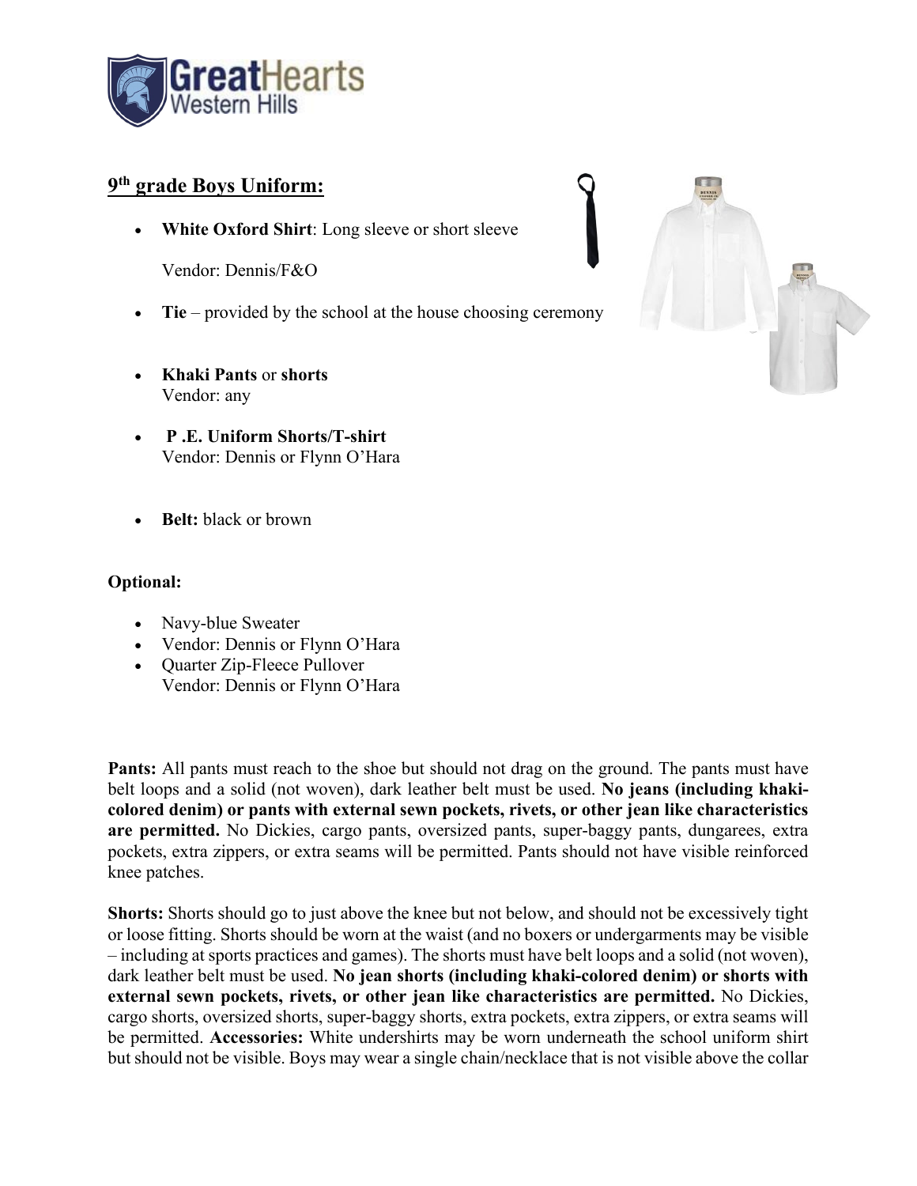## 9th grade Boys Uniform:

- **White Oxford Shirt**: Long sleeve or short sleeve

  Vendor: Dennis/F&O

- **Tie** – provided by the school at the house choosing ceremony

- **Khaki Pants** or **shorts**
  Vendor: any

- **P .E. Uniform Shorts/T-shirt**
  Vendor: Dennis or Flynn O'Hara

- **Belt:** black or brown

**Optional:**

- Navy-blue Sweater
- Vendor: Dennis or Flynn O'Hara
- Quarter Zip-Fleece Pullover
  Vendor: Dennis or Flynn O'Hara

**Pants:** All pants must reach to the shoe but should not drag on the ground. The pants must have belt loops and a solid (not woven), dark leather belt must be used. **No jeans (including khaki-colored denim) or pants with external sewn pockets, rivets, or other jean like characteristics are permitted.** No Dickies, cargo pants, oversized pants, super-baggy pants, dungarees, extra pockets, extra zippers, or extra seams will be permitted. Pants should not have visible reinforced knee patches.

**Shorts:** Shorts should go to just above the knee but not below, and should not be excessively tight or loose fitting. Shorts should be worn at the waist (and no boxers or undergarments may be visible – including at sports practices and games). The shorts must have belt loops and a solid (not woven), dark leather belt must be used. **No jean shorts (including khaki-colored denim) or shorts with external sewn pockets, rivets, or other jean like characteristics are permitted.** No Dickies, cargo shorts, oversized shorts, super-baggy shorts, extra pockets, extra zippers, or extra seams will be permitted. **Accessories:** White undershirts may be worn underneath the school uniform shirt but should not be visible. Boys may wear a single chain/necklace that is not visible above the collar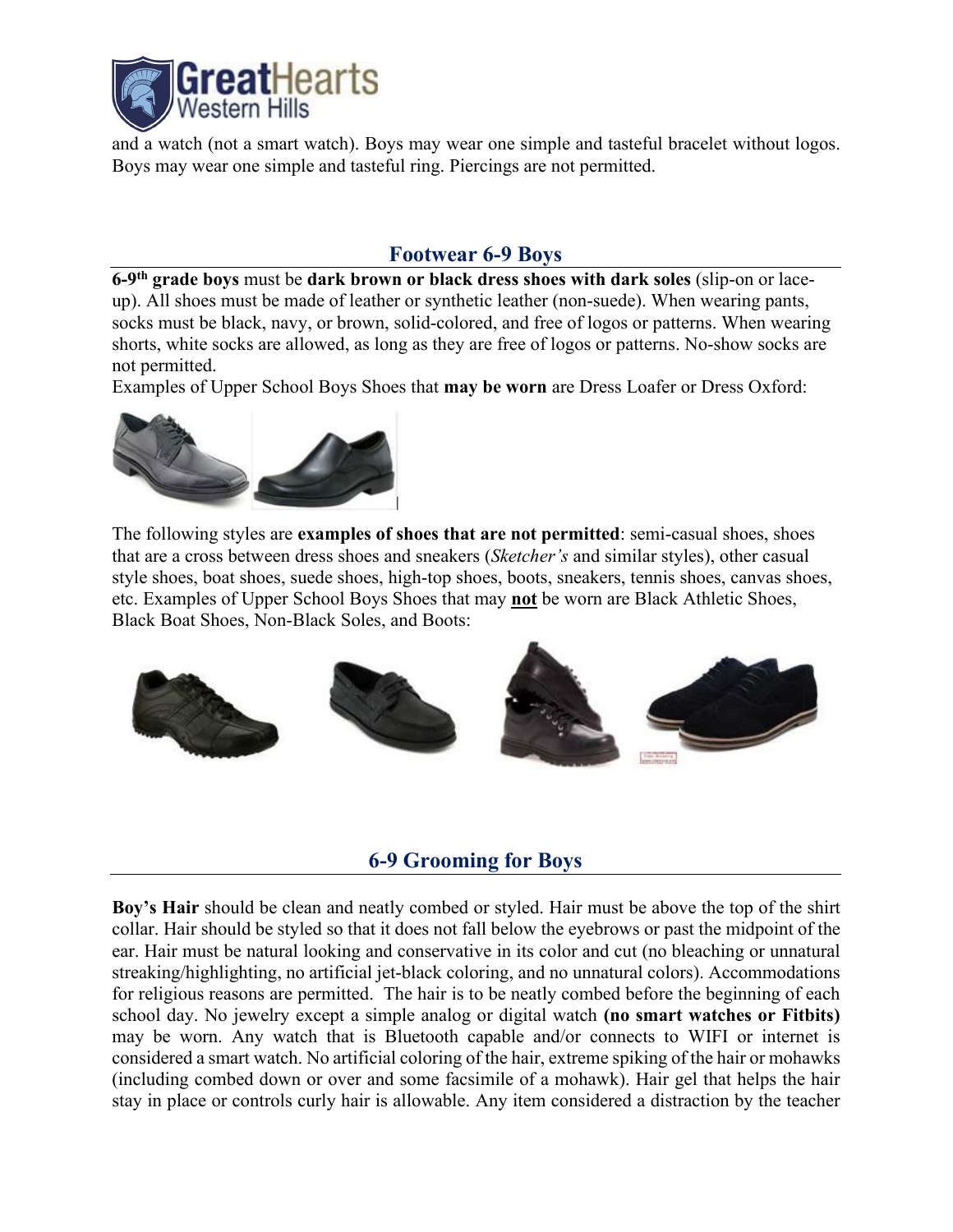and a watch (not a smart watch). Boys may wear one simple and tasteful bracelet without logos. Boys may wear one simple and tasteful ring. Piercings are not permitted.

## Footwear 6-9 Boys

**6-9th grade boys** must be **dark brown or black dress shoes with dark soles** (slip-on or lace-up). All shoes must be made of leather or synthetic leather (non-suede). When wearing pants, socks must be black, navy, or brown, solid-colored, and free of logos or patterns. When wearing shorts, white socks are allowed, as long as they are free of logos or patterns. No-show socks are not permitted.

Examples of Upper School Boys Shoes that **may be worn** are Dress Loafer or Dress Oxford:

The following styles are **examples of shoes that are not permitted**: semi-casual shoes, shoes that are a cross between dress shoes and sneakers (*Sketcher's* and similar styles), other casual style shoes, boat shoes, suede shoes, high-top shoes, boots, sneakers, tennis shoes, canvas shoes, etc. Examples of Upper School Boys Shoes that may **not** be worn are Black Athletic Shoes, Black Boat Shoes, Non-Black Soles, and Boots:

## 6-9 Grooming for Boys

**Boy's Hair** should be clean and neatly combed or styled. Hair must be above the top of the shirt collar. Hair should be styled so that it does not fall below the eyebrows or past the midpoint of the ear. Hair must be natural looking and conservative in its color and cut (no bleaching or unnatural streaking/highlighting, no artificial jet-black coloring, and no unnatural colors). Accommodations for religious reasons are permitted. The hair is to be neatly combed before the beginning of each school day. No jewelry except a simple analog or digital watch **(no smart watches or Fitbits)** may be worn. Any watch that is Bluetooth capable and/or connects to WIFI or internet is considered a smart watch. No artificial coloring of the hair, extreme spiking of the hair or mohawks (including combed down or over and some facsimile of a mohawk). Hair gel that helps the hair stay in place or controls curly hair is allowable. Any item considered a distraction by the teacher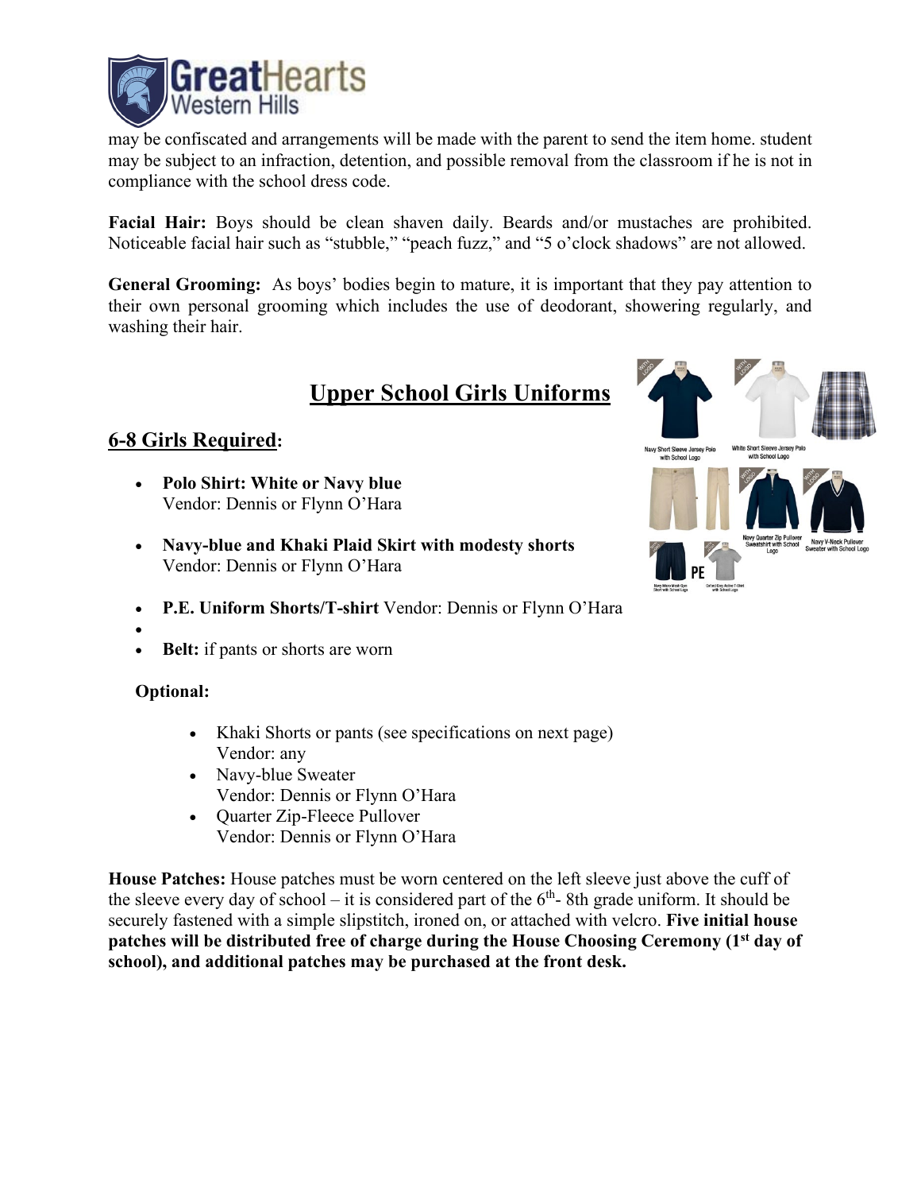may be confiscated and arrangements will be made with the parent to send the item home. student may be subject to an infraction, detention, and possible removal from the classroom if he is not in compliance with the school dress code.

**Facial Hair:** Boys should be clean shaven daily. Beards and/or mustaches are prohibited. Noticeable facial hair such as "stubble," "peach fuzz," and "5 o'clock shadows" are not allowed.

**General Grooming:** As boys' bodies begin to mature, it is important that they pay attention to their own personal grooming which includes the use of deodorant, showering regularly, and washing their hair.

## Upper School Girls Uniforms

### 6-8 Girls Required:

- **Polo Shirt: White or Navy blue**
  Vendor: Dennis or Flynn O'Hara
- **Navy-blue and Khaki Plaid Skirt with modesty shorts**
  Vendor: Dennis or Flynn O'Hara
- **P.E. Uniform Shorts/T-shirt** Vendor: Dennis or Flynn O'Hara
- 
- **Belt:** if pants or shorts are worn

**Optional:**

- Khaki Shorts or pants (see specifications on next page)
  Vendor: any
- Navy-blue Sweater
  Vendor: Dennis or Flynn O'Hara
- Quarter Zip-Fleece Pullover
  Vendor: Dennis or Flynn O'Hara

**House Patches:** House patches must be worn centered on the left sleeve just above the cuff of the sleeve every day of school – it is considered part of the 6th- 8th grade uniform. It should be securely fastened with a simple slipstitch, ironed on, or attached with velcro. **Five initial house patches will be distributed free of charge during the House Choosing Ceremony (1st day of school), and additional patches may be purchased at the front desk.**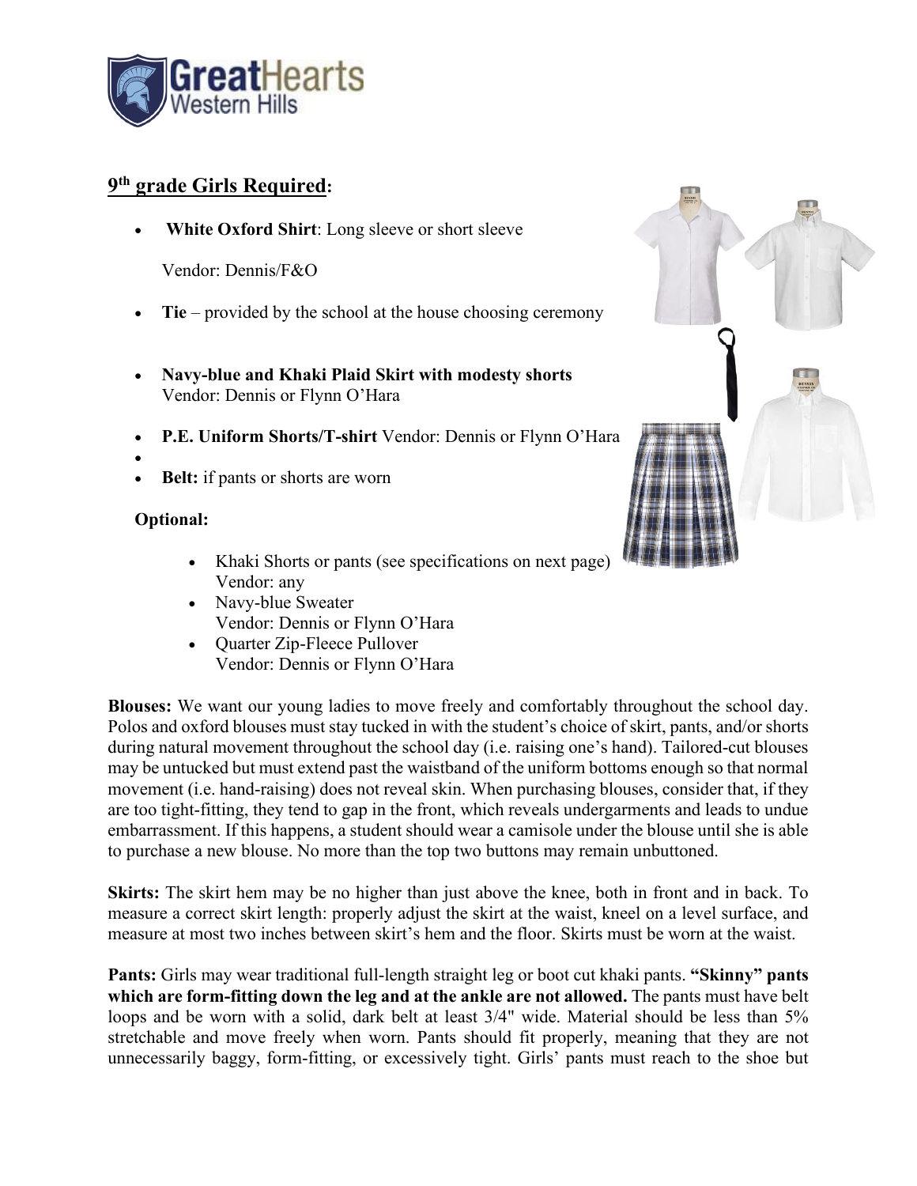GreatHearts Western Hills

## 9th grade Girls Required:

- **White Oxford Shirt**: Long sleeve or short sleeve

  Vendor: Dennis/F&O

- **Tie** – provided by the school at the house choosing ceremony

- **Navy-blue and Khaki Plaid Skirt with modesty shorts**
  Vendor: Dennis or Flynn O'Hara

- **P.E. Uniform Shorts/T-shirt** Vendor: Dennis or Flynn O'Hara
- 
- **Belt:** if pants or shorts are worn

**Optional:**

- Khaki Shorts or pants (see specifications on next page)
  Vendor: any
- Navy-blue Sweater
  Vendor: Dennis or Flynn O'Hara
- Quarter Zip-Fleece Pullover
  Vendor: Dennis or Flynn O'Hara

**Blouses:** We want our young ladies to move freely and comfortably throughout the school day. Polos and oxford blouses must stay tucked in with the student's choice of skirt, pants, and/or shorts during natural movement throughout the school day (i.e. raising one's hand). Tailored-cut blouses may be untucked but must extend past the waistband of the uniform bottoms enough so that normal movement (i.e. hand-raising) does not reveal skin. When purchasing blouses, consider that, if they are too tight-fitting, they tend to gap in the front, which reveals undergarments and leads to undue embarrassment. If this happens, a student should wear a camisole under the blouse until she is able to purchase a new blouse. No more than the top two buttons may remain unbuttoned.

**Skirts:** The skirt hem may be no higher than just above the knee, both in front and in back. To measure a correct skirt length: properly adjust the skirt at the waist, kneel on a level surface, and measure at most two inches between skirt's hem and the floor. Skirts must be worn at the waist.

**Pants:** Girls may wear traditional full-length straight leg or boot cut khaki pants. **"Skinny" pants which are form-fitting down the leg and at the ankle are not allowed.** The pants must have belt loops and be worn with a solid, dark belt at least 3/4" wide. Material should be less than 5% stretchable and move freely when worn. Pants should fit properly, meaning that they are not unnecessarily baggy, form-fitting, or excessively tight. Girls' pants must reach to the shoe but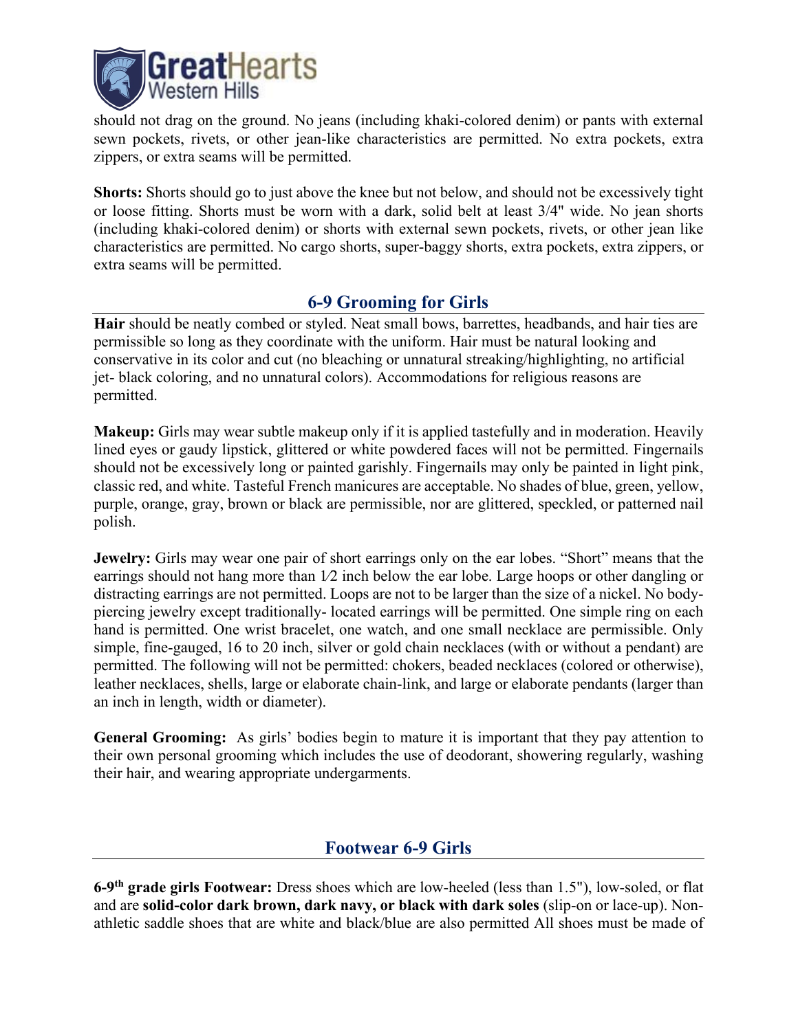should not drag on the ground. No jeans (including khaki-colored denim) or pants with external sewn pockets, rivets, or other jean-like characteristics are permitted. No extra pockets, extra zippers, or extra seams will be permitted.

**Shorts:** Shorts should go to just above the knee but not below, and should not be excessively tight or loose fitting. Shorts must be worn with a dark, solid belt at least 3/4" wide. No jean shorts (including khaki-colored denim) or shorts with external sewn pockets, rivets, or other jean like characteristics are permitted. No cargo shorts, super-baggy shorts, extra pockets, extra zippers, or extra seams will be permitted.

## 6-9 Grooming for Girls

**Hair** should be neatly combed or styled. Neat small bows, barrettes, headbands, and hair ties are permissible so long as they coordinate with the uniform. Hair must be natural looking and conservative in its color and cut (no bleaching or unnatural streaking/highlighting, no artificial jet- black coloring, and no unnatural colors). Accommodations for religious reasons are permitted.

**Makeup:** Girls may wear subtle makeup only if it is applied tastefully and in moderation. Heavily lined eyes or gaudy lipstick, glittered or white powdered faces will not be permitted. Fingernails should not be excessively long or painted garishly. Fingernails may only be painted in light pink, classic red, and white. Tasteful French manicures are acceptable. No shades of blue, green, yellow, purple, orange, gray, brown or black are permissible, nor are glittered, speckled, or patterned nail polish.

**Jewelry:** Girls may wear one pair of short earrings only on the ear lobes. "Short" means that the earrings should not hang more than 1⁄2 inch below the ear lobe. Large hoops or other dangling or distracting earrings are not permitted. Loops are not to be larger than the size of a nickel. No body-piercing jewelry except traditionally- located earrings will be permitted. One simple ring on each hand is permitted. One wrist bracelet, one watch, and one small necklace are permissible. Only simple, fine-gauged, 16 to 20 inch, silver or gold chain necklaces (with or without a pendant) are permitted. The following will not be permitted: chokers, beaded necklaces (colored or otherwise), leather necklaces, shells, large or elaborate chain-link, and large or elaborate pendants (larger than an inch in length, width or diameter).

**General Grooming:** As girls' bodies begin to mature it is important that they pay attention to their own personal grooming which includes the use of deodorant, showering regularly, washing their hair, and wearing appropriate undergarments.

## Footwear 6-9 Girls

**6-9th grade girls Footwear:** Dress shoes which are low-heeled (less than 1.5"), low-soled, or flat and are **solid-color dark brown, dark navy, or black with dark soles** (slip-on or lace-up). Non-athletic saddle shoes that are white and black/blue are also permitted All shoes must be made of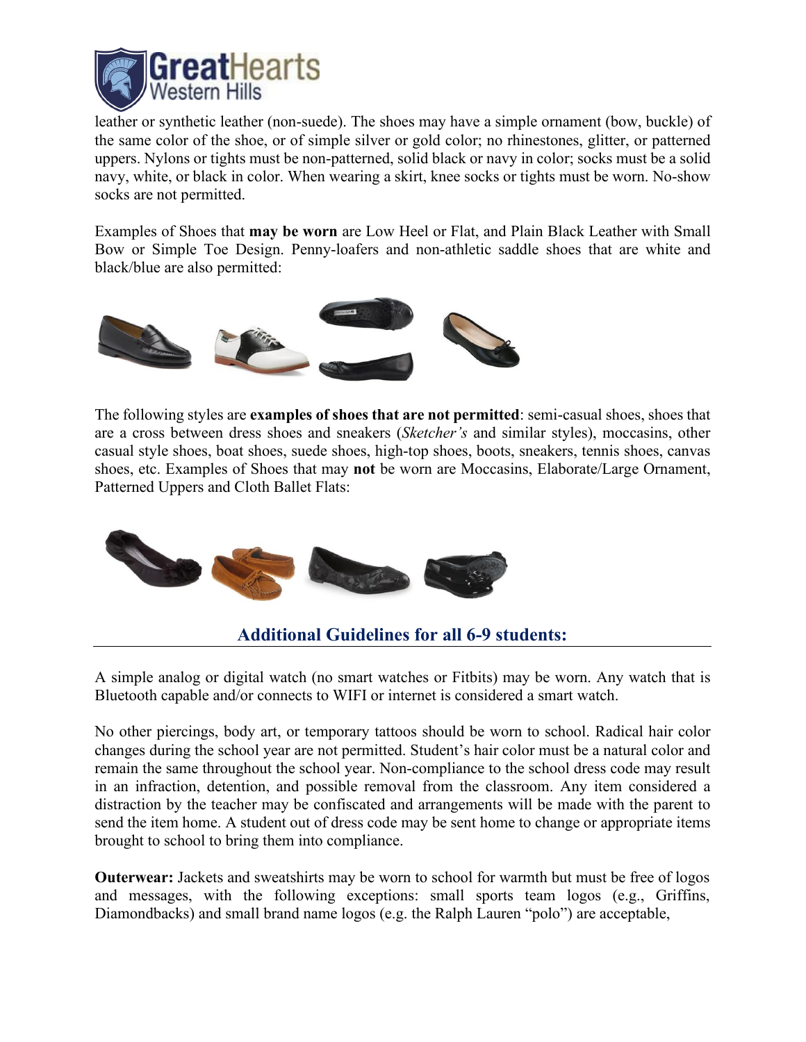leather or synthetic leather (non-suede). The shoes may have a simple ornament (bow, buckle) of the same color of the shoe, or of simple silver or gold color; no rhinestones, glitter, or patterned uppers. Nylons or tights must be non-patterned, solid black or navy in color; socks must be a solid navy, white, or black in color. When wearing a skirt, knee socks or tights must be worn. No-show socks are not permitted.

Examples of Shoes that **may be worn** are Low Heel or Flat, and Plain Black Leather with Small Bow or Simple Toe Design. Penny-loafers and non-athletic saddle shoes that are white and black/blue are also permitted:

The following styles are **examples of shoes that are not permitted**: semi-casual shoes, shoes that are a cross between dress shoes and sneakers (*Sketcher's* and similar styles), moccasins, other casual style shoes, boat shoes, suede shoes, high-top shoes, boots, sneakers, tennis shoes, canvas shoes, etc. Examples of Shoes that may **not** be worn are Moccasins, Elaborate/Large Ornament, Patterned Uppers and Cloth Ballet Flats:

## Additional Guidelines for all 6-9 students:

A simple analog or digital watch (no smart watches or Fitbits) may be worn. Any watch that is Bluetooth capable and/or connects to WIFI or internet is considered a smart watch.

No other piercings, body art, or temporary tattoos should be worn to school. Radical hair color changes during the school year are not permitted. Student's hair color must be a natural color and remain the same throughout the school year. Non-compliance to the school dress code may result in an infraction, detention, and possible removal from the classroom. Any item considered a distraction by the teacher may be confiscated and arrangements will be made with the parent to send the item home. A student out of dress code may be sent home to change or appropriate items brought to school to bring them into compliance.

**Outerwear:** Jackets and sweatshirts may be worn to school for warmth but must be free of logos and messages, with the following exceptions: small sports team logos (e.g., Griffins, Diamondbacks) and small brand name logos (e.g. the Ralph Lauren "polo") are acceptable,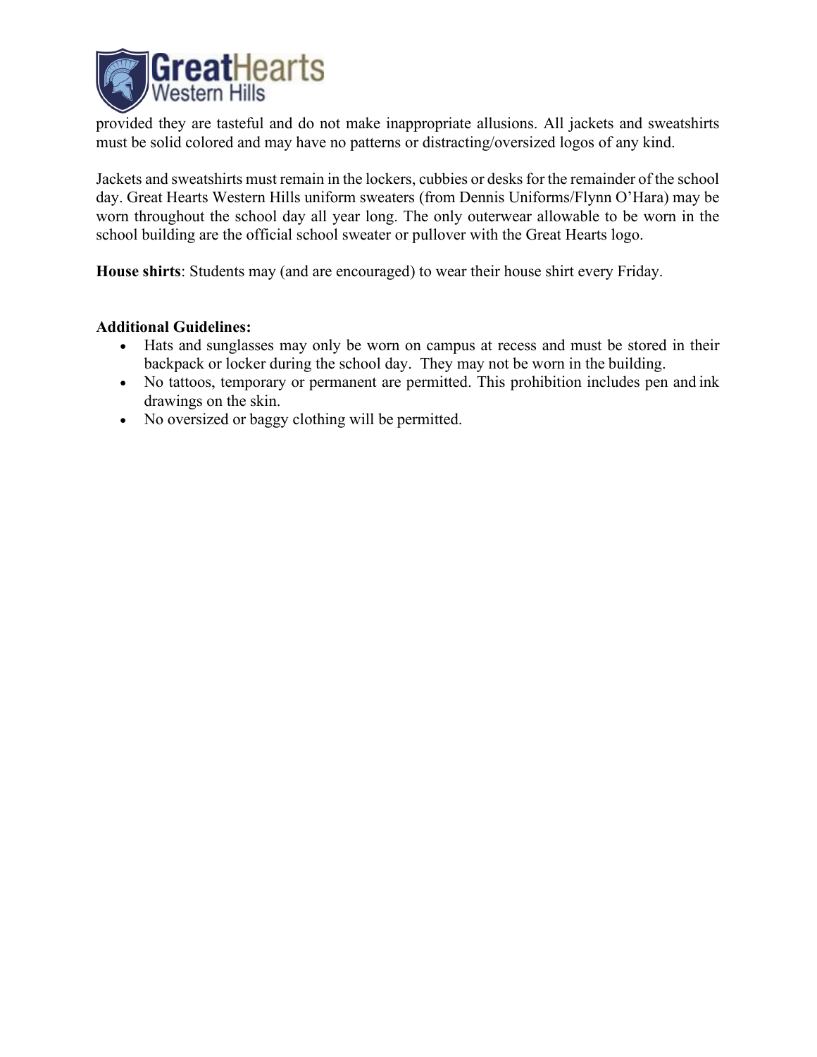provided they are tasteful and do not make inappropriate allusions. All jackets and sweatshirts must be solid colored and may have no patterns or distracting/oversized logos of any kind.

Jackets and sweatshirts must remain in the lockers, cubbies or desks for the remainder of the school day. Great Hearts Western Hills uniform sweaters (from Dennis Uniforms/Flynn O'Hara) may be worn throughout the school day all year long. The only outerwear allowable to be worn in the school building are the official school sweater or pullover with the Great Hearts logo.

**House shirts**: Students may (and are encouraged) to wear their house shirt every Friday.

**Additional Guidelines:**

- Hats and sunglasses may only be worn on campus at recess and must be stored in their backpack or locker during the school day. They may not be worn in the building.
- No tattoos, temporary or permanent are permitted. This prohibition includes pen and ink drawings on the skin.
- No oversized or baggy clothing will be permitted.